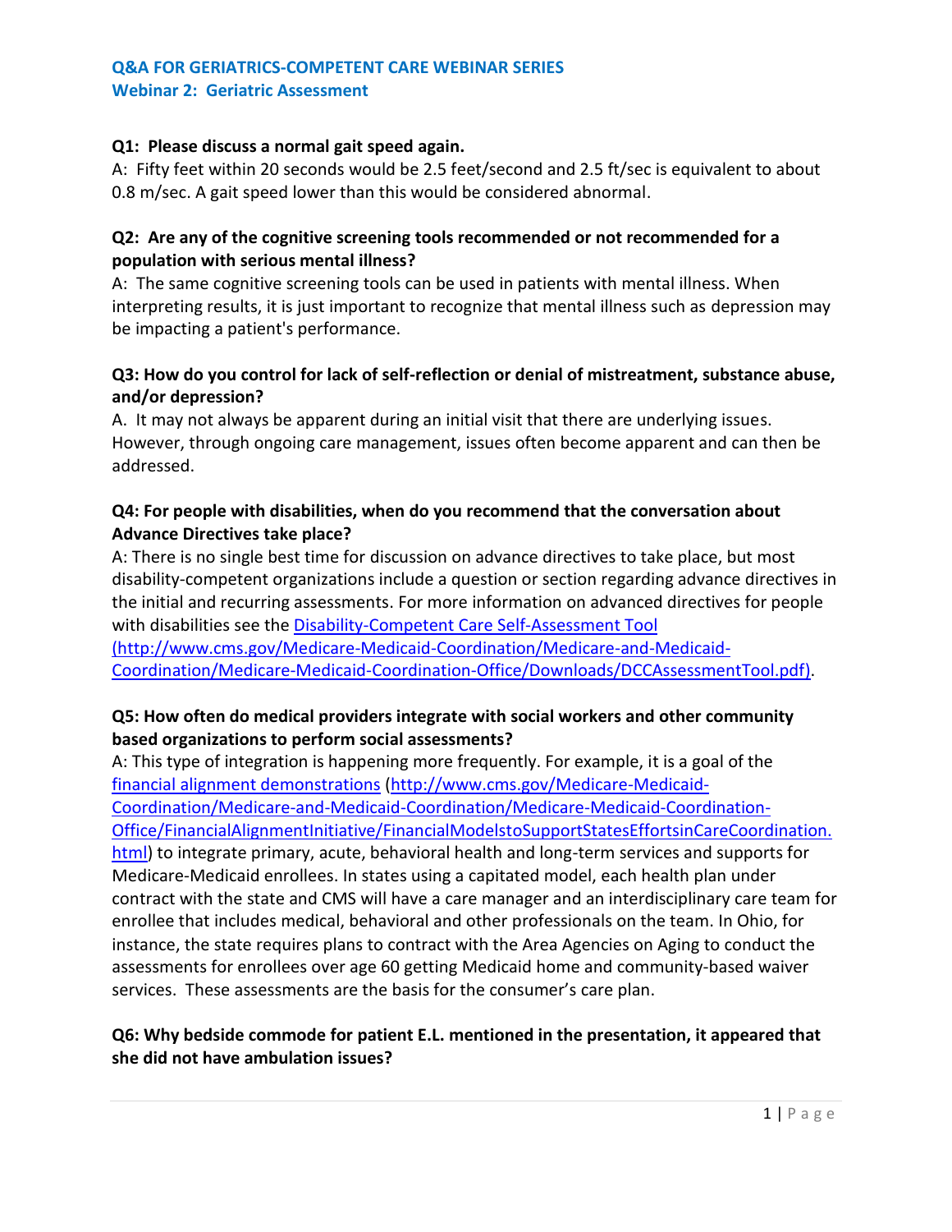## Q&A FOR GERIATRICS-COMPETENT CARE WEBINAR SERIES
### Webinar 2: Geriatric Assessment

**Q1: Please discuss a normal gait speed again.**
A: Fifty feet within 20 seconds would be 2.5 feet/second and 2.5 ft/sec is equivalent to about 0.8 m/sec. A gait speed lower than this would be considered abnormal.

**Q2: Are any of the cognitive screening tools recommended or not recommended for a population with serious mental illness?**
A: The same cognitive screening tools can be used in patients with mental illness. When interpreting results, it is just important to recognize that mental illness such as depression may be impacting a patient's performance.

**Q3: How do you control for lack of self-reflection or denial of mistreatment, substance abuse, and/or depression?**
A. It may not always be apparent during an initial visit that there are underlying issues. However, through ongoing care management, issues often become apparent and can then be addressed.

**Q4: For people with disabilities, when do you recommend that the conversation about Advance Directives take place?**
A: There is no single best time for discussion on advance directives to take place, but most disability-competent organizations include a question or section regarding advance directives in the initial and recurring assessments. For more information on advanced directives for people with disabilities see the [Disability-Competent Care Self-Assessment Tool (http://www.cms.gov/Medicare-Medicaid-Coordination/Medicare-and-Medicaid-Coordination/Medicare-Medicaid-Coordination-Office/Downloads/DCCAssessmentTool.pdf)](http://www.cms.gov/Medicare-Medicaid-Coordination/Medicare-and-Medicaid-Coordination/Medicare-Medicaid-Coordination-Office/Downloads/DCCAssessmentTool.pdf).

**Q5: How often do medical providers integrate with social workers and other community based organizations to perform social assessments?**
A: This type of integration is happening more frequently. For example, it is a goal of the [financial alignment demonstrations](http://www.cms.gov/Medicare-Medicaid-Coordination/Medicare-and-Medicaid-Coordination/Medicare-Medicaid-Coordination-Office/FinancialAlignmentInitiative/FinancialModelstoSupportStatesEffortsinCareCoordination.html) ([http://www.cms.gov/Medicare-Medicaid-Coordination/Medicare-and-Medicaid-Coordination/Medicare-Medicaid-Coordination-Office/FinancialAlignmentInitiative/FinancialModelstoSupportStatesEffortsinCareCoordination.html](http://www.cms.gov/Medicare-Medicaid-Coordination/Medicare-and-Medicaid-Coordination/Medicare-Medicaid-Coordination-Office/FinancialAlignmentInitiative/FinancialModelstoSupportStatesEffortsinCareCoordination.html)) to integrate primary, acute, behavioral health and long-term services and supports for Medicare-Medicaid enrollees. In states using a capitated model, each health plan under contract with the state and CMS will have a care manager and an interdisciplinary care team for enrollee that includes medical, behavioral and other professionals on the team. In Ohio, for instance, the state requires plans to contract with the Area Agencies on Aging to conduct the assessments for enrollees over age 60 getting Medicaid home and community-based waiver services. These assessments are the basis for the consumer's care plan.

**Q6: Why bedside commode for patient E.L. mentioned in the presentation, it appeared that she did not have ambulation issues?**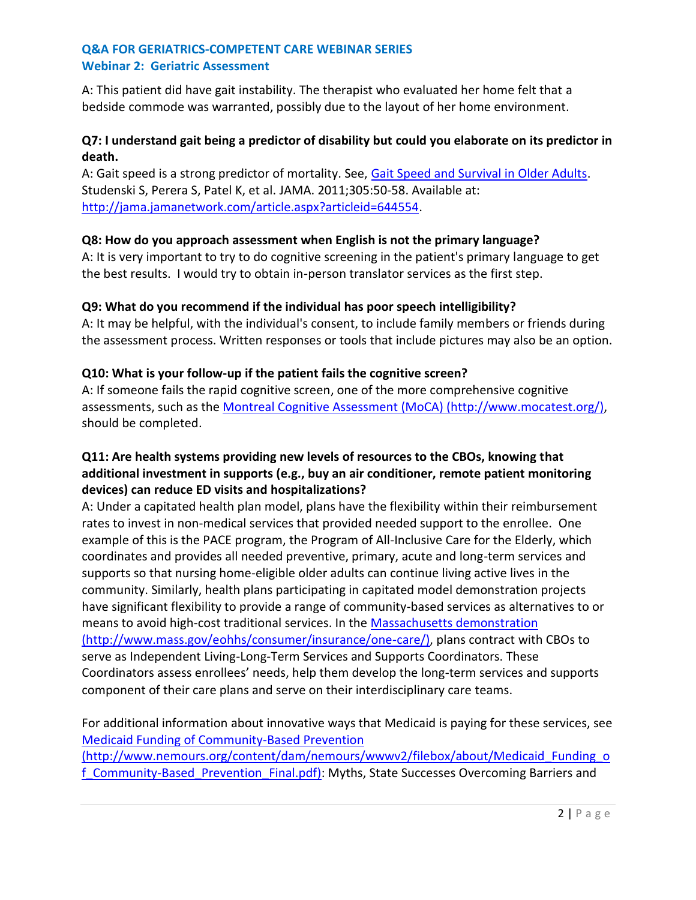## Q&A FOR GERIATRICS-COMPETENT CARE WEBINAR SERIES
### Webinar 2: Geriatric Assessment

A: This patient did have gait instability. The therapist who evaluated her home felt that a bedside commode was warranted, possibly due to the layout of her home environment.

**Q7: I understand gait being a predictor of disability but could you elaborate on its predictor in death.**

A: Gait speed is a strong predictor of mortality. See, [Gait Speed and Survival in Older Adults](http://jama.jamanetwork.com/article.aspx?articleid=644554). Studenski S, Perera S, Patel K, et al. JAMA. 2011;305:50-58. Available at: http://jama.jamanetwork.com/article.aspx?articleid=644554.

**Q8: How do you approach assessment when English is not the primary language?**

A: It is very important to try to do cognitive screening in the patient's primary language to get the best results. I would try to obtain in-person translator services as the first step.

**Q9: What do you recommend if the individual has poor speech intelligibility?**

A: It may be helpful, with the individual's consent, to include family members or friends during the assessment process. Written responses or tools that include pictures may also be an option.

**Q10: What is your follow-up if the patient fails the cognitive screen?**

A: If someone fails the rapid cognitive screen, one of the more comprehensive cognitive assessments, such as the [Montreal Cognitive Assessment (MoCA) (http://www.mocatest.org/)](http://www.mocatest.org/), should be completed.

**Q11: Are health systems providing new levels of resources to the CBOs, knowing that additional investment in supports (e.g., buy an air conditioner, remote patient monitoring devices) can reduce ED visits and hospitalizations?**

A: Under a capitated health plan model, plans have the flexibility within their reimbursement rates to invest in non-medical services that provided needed support to the enrollee. One example of this is the PACE program, the Program of All-Inclusive Care for the Elderly, which coordinates and provides all needed preventive, primary, acute and long-term services and supports so that nursing home-eligible older adults can continue living active lives in the community. Similarly, health plans participating in capitated model demonstration projects have significant flexibility to provide a range of community-based services as alternatives to or means to avoid high-cost traditional services. In the [Massachusetts demonstration (http://www.mass.gov/eohhs/consumer/insurance/one-care/)](http://www.mass.gov/eohhs/consumer/insurance/one-care/), plans contract with CBOs to serve as Independent Living-Long-Term Services and Supports Coordinators. These Coordinators assess enrollees' needs, help them develop the long-term services and supports component of their care plans and serve on their interdisciplinary care teams.

For additional information about innovative ways that Medicaid is paying for these services, see [Medicaid Funding of Community-Based Prevention (http://www.nemours.org/content/dam/nemours/wwwv2/filebox/about/Medicaid_Funding_of_Community-Based_Prevention_Final.pdf)](http://www.nemours.org/content/dam/nemours/wwwv2/filebox/about/Medicaid_Funding_of_Community-Based_Prevention_Final.pdf): Myths, State Successes Overcoming Barriers and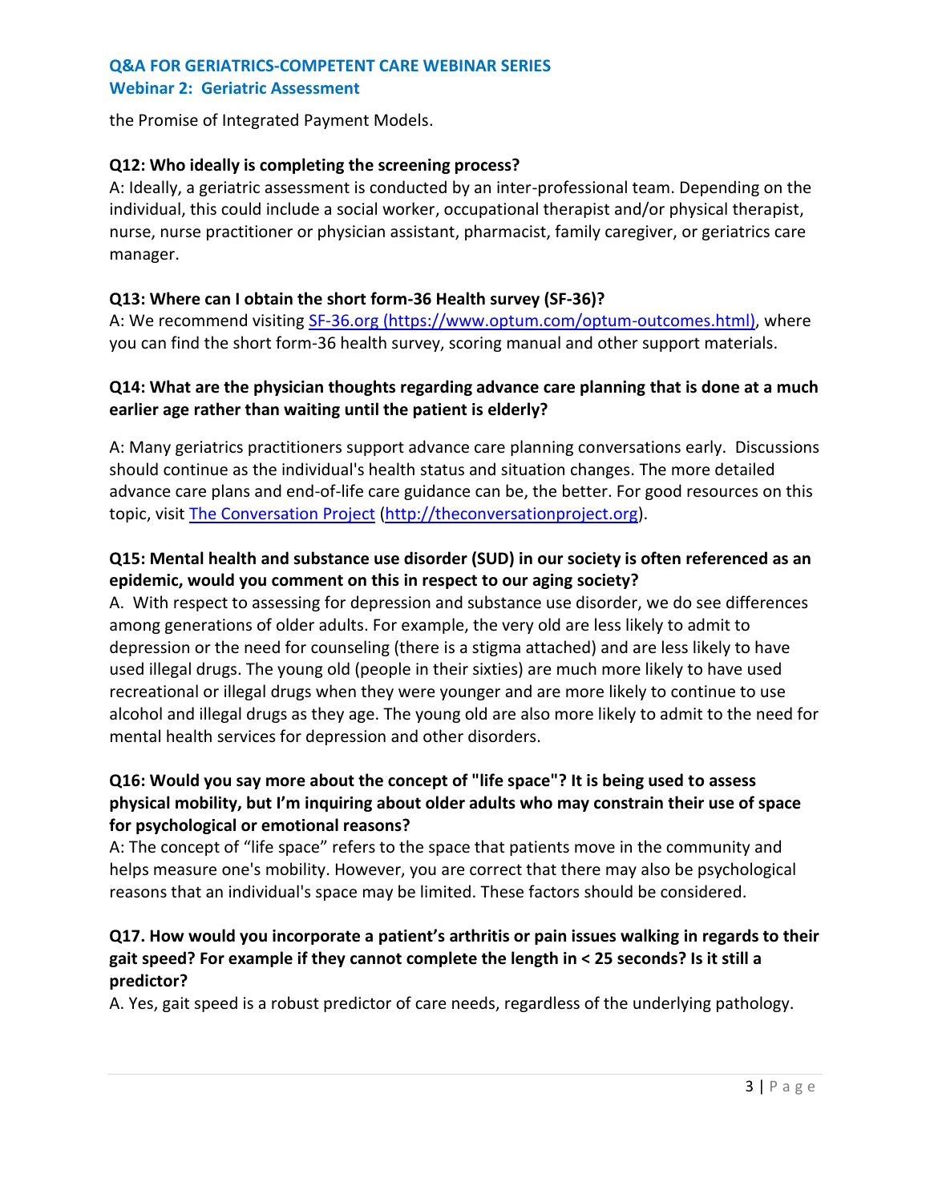the Promise of Integrated Payment Models.

**Q12: Who ideally is completing the screening process?**

A: Ideally, a geriatric assessment is conducted by an inter-professional team. Depending on the individual, this could include a social worker, occupational therapist and/or physical therapist, nurse, nurse practitioner or physician assistant, pharmacist, family caregiver, or geriatrics care manager.

**Q13: Where can I obtain the short form-36 Health survey (SF-36)?**

A: We recommend visiting [SF-36.org (https://www.optum.com/optum-outcomes.html)](https://www.optum.com/optum-outcomes.html), where you can find the short form-36 health survey, scoring manual and other support materials.

**Q14: What are the physician thoughts regarding advance care planning that is done at a much earlier age rather than waiting until the patient is elderly?**

A: Many geriatrics practitioners support advance care planning conversations early. Discussions should continue as the individual's health status and situation changes. The more detailed advance care plans and end-of-life care guidance can be, the better. For good resources on this topic, visit [The Conversation Project](http://theconversationproject.org) ([http://theconversationproject.org](http://theconversationproject.org)).

**Q15: Mental health and substance use disorder (SUD) in our society is often referenced as an epidemic, would you comment on this in respect to our aging society?**

A. With respect to assessing for depression and substance use disorder, we do see differences among generations of older adults. For example, the very old are less likely to admit to depression or the need for counseling (there is a stigma attached) and are less likely to have used illegal drugs. The young old (people in their sixties) are much more likely to have used recreational or illegal drugs when they were younger and are more likely to continue to use alcohol and illegal drugs as they age. The young old are also more likely to admit to the need for mental health services for depression and other disorders.

**Q16: Would you say more about the concept of "life space"? It is being used to assess physical mobility, but I'm inquiring about older adults who may constrain their use of space for psychological or emotional reasons?**

A: The concept of "life space" refers to the space that patients move in the community and helps measure one's mobility. However, you are correct that there may also be psychological reasons that an individual's space may be limited. These factors should be considered.

**Q17. How would you incorporate a patient's arthritis or pain issues walking in regards to their gait speed? For example if they cannot complete the length in < 25 seconds? Is it still a predictor?**

A. Yes, gait speed is a robust predictor of care needs, regardless of the underlying pathology.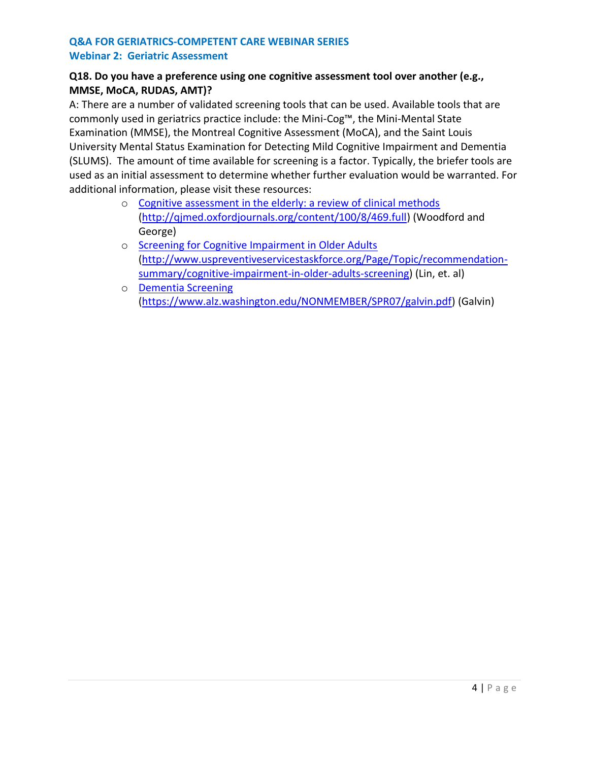**Q&A FOR GERIATRICS-COMPETENT CARE WEBINAR SERIES**
**Webinar 2: Geriatric Assessment**

### Q18. Do you have a preference using one cognitive assessment tool over another (e.g., MMSE, MoCA, RUDAS, AMT)?

A: There are a number of validated screening tools that can be used. Available tools that are commonly used in geriatrics practice include: the Mini-Cog™, the Mini-Mental State Examination (MMSE), the Montreal Cognitive Assessment (MoCA), and the Saint Louis University Mental Status Examination for Detecting Mild Cognitive Impairment and Dementia (SLUMS). The amount of time available for screening is a factor. Typically, the briefer tools are used as an initial assessment to determine whether further evaluation would be warranted. For additional information, please visit these resources:

- [Cognitive assessment in the elderly: a review of clinical methods](http://qjmed.oxfordjournals.org/content/100/8/469.full) (http://qjmed.oxfordjournals.org/content/100/8/469.full) (Woodford and George)
- [Screening for Cognitive Impairment in Older Adults](http://www.uspreventiveservicestaskforce.org/Page/Topic/recommendation-summary/cognitive-impairment-in-older-adults-screening) (http://www.uspreventiveservicestaskforce.org/Page/Topic/recommendation-summary/cognitive-impairment-in-older-adults-screening) (Lin, et. al)
- [Dementia Screening](https://www.alz.washington.edu/NONMEMBER/SPR07/galvin.pdf) (https://www.alz.washington.edu/NONMEMBER/SPR07/galvin.pdf) (Galvin)